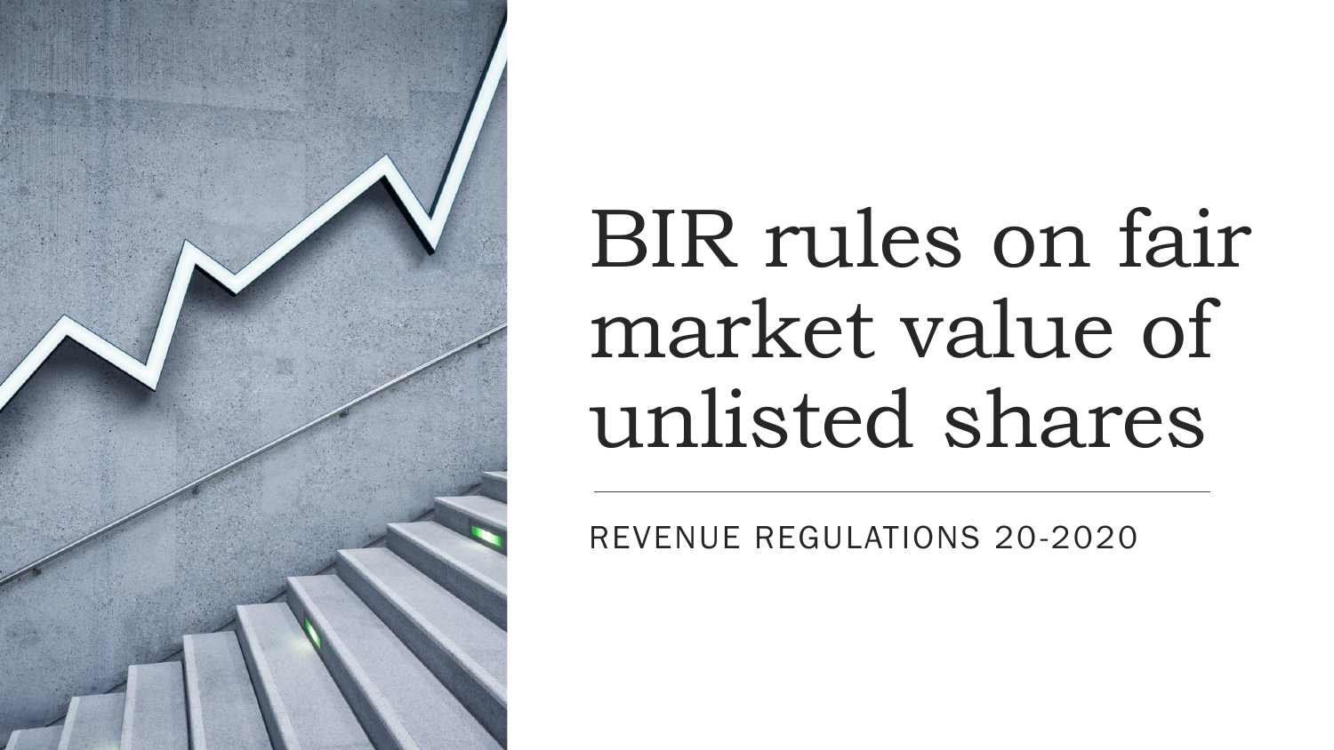# BIR rules on fair market value of unlisted shares

REVENUE REGULATIONS 20-2020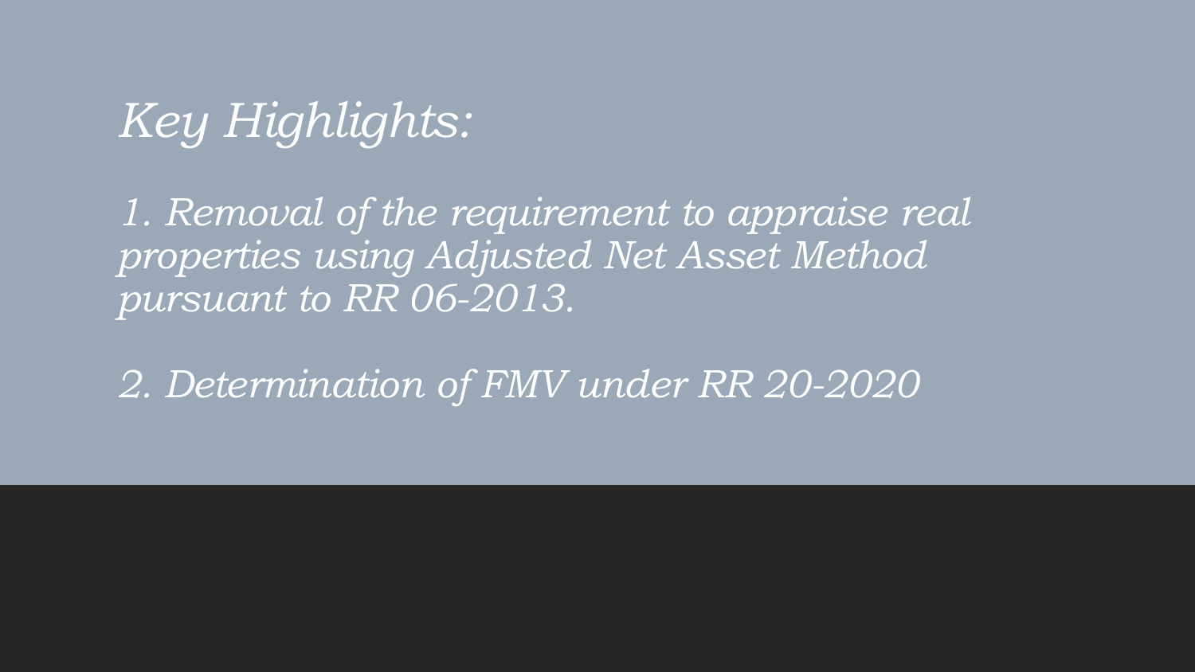## *Key Highlights:*

*1. Removal of the requirement to appraise real properties using Adjusted Net Asset Method pursuant to RR 06-2013.*

*2. Determination of FMV under RR 20-2020*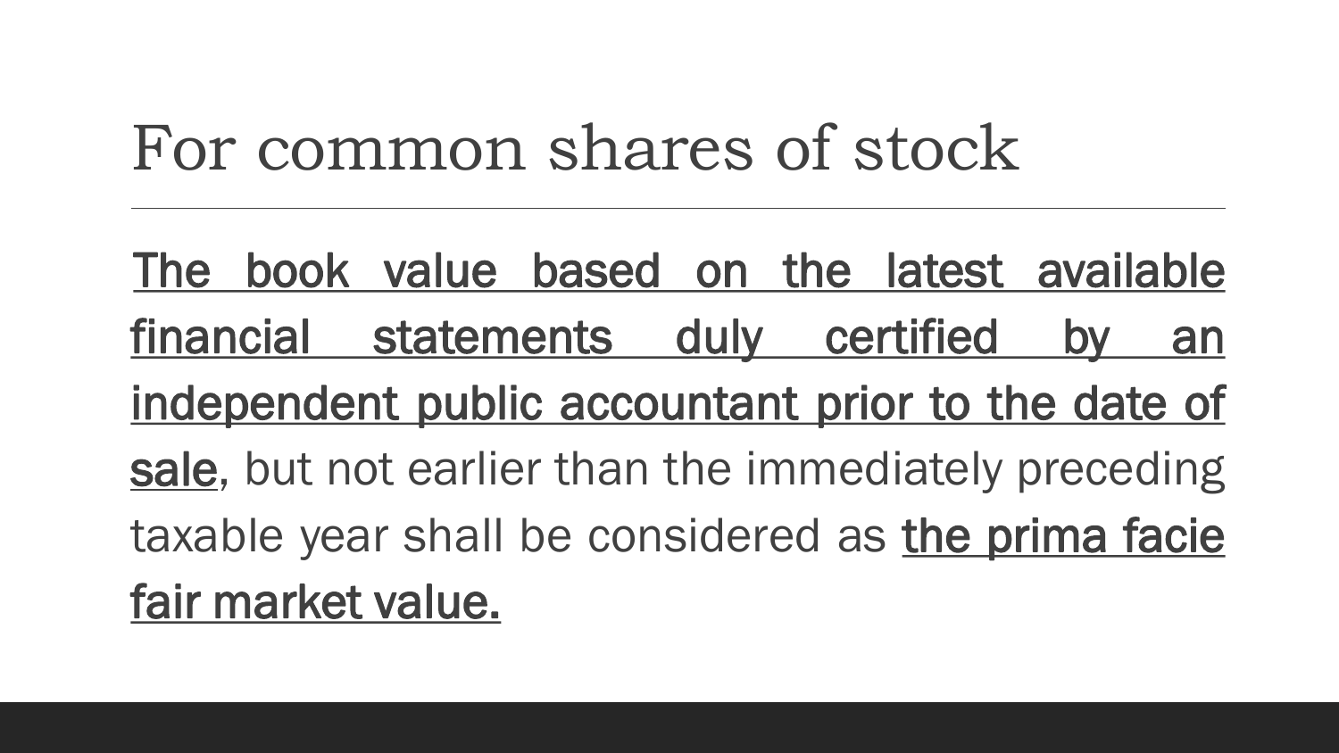# For common shares of stock

<u>The book value based on the latest available financial statements duly certified by an independent public accountant prior to the date of sale</u>, but not earlier than the immediately preceding taxable year shall be considered as <u>the prima facie fair market value.</u>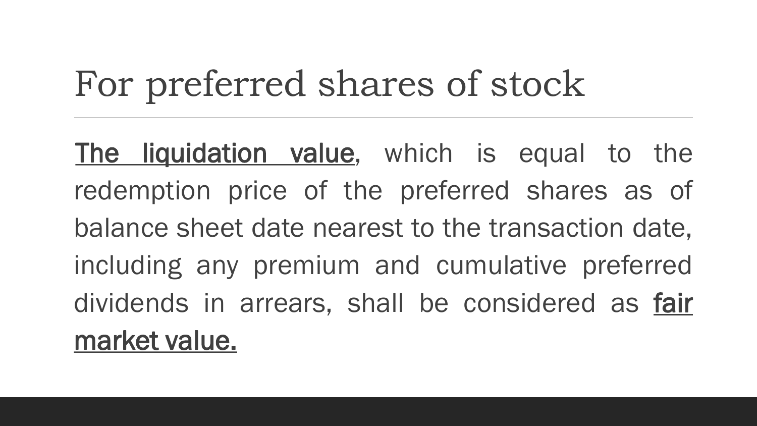# For preferred shares of stock

<u>The liquidation value</u>, which is equal to the redemption price of the preferred shares as of balance sheet date nearest to the transaction date, including any premium and cumulative preferred dividends in arrears, shall be considered as <u>fair market value.</u>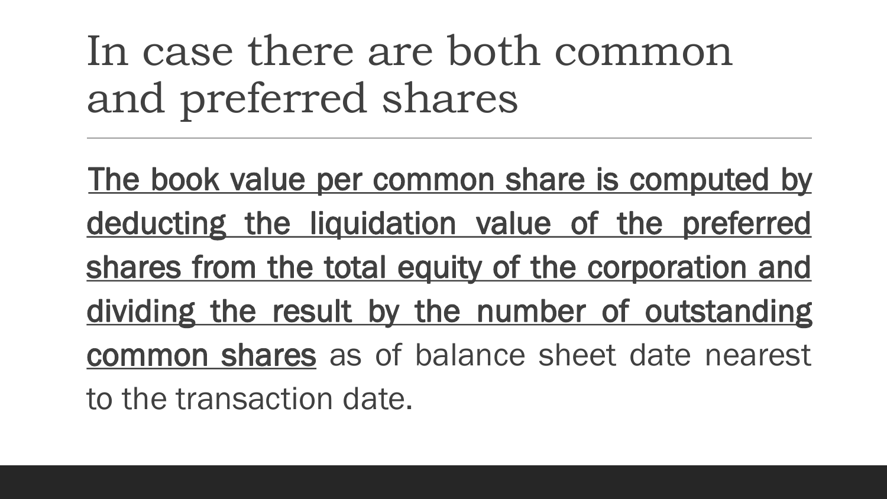# In case there are both common and preferred shares

<u>The book value per common share is computed by deducting the liquidation value of the preferred shares from the total equity of the corporation and dividing the result by the number of outstanding common shares</u> as of balance sheet date nearest to the transaction date.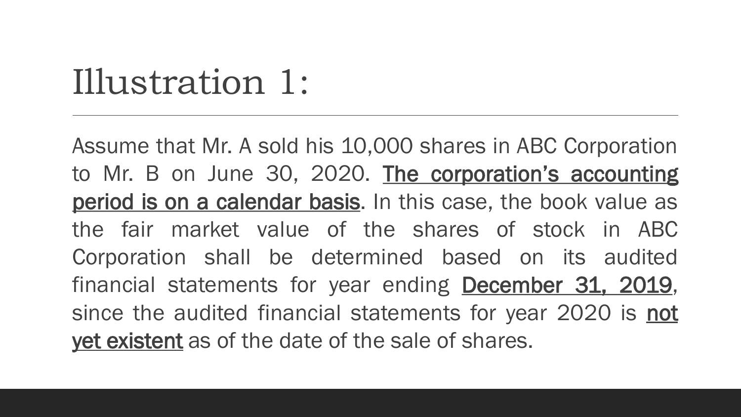# Illustration 1:

Assume that Mr. A sold his 10,000 shares in ABC Corporation to Mr. B on June 30, 2020. **The corporation's accounting period is on a calendar basis**. In this case, the book value as the fair market value of the shares of stock in ABC Corporation shall be determined based on its audited financial statements for year ending **December 31, 2019**, since the audited financial statements for year 2020 is **not yet existent** as of the date of the sale of shares.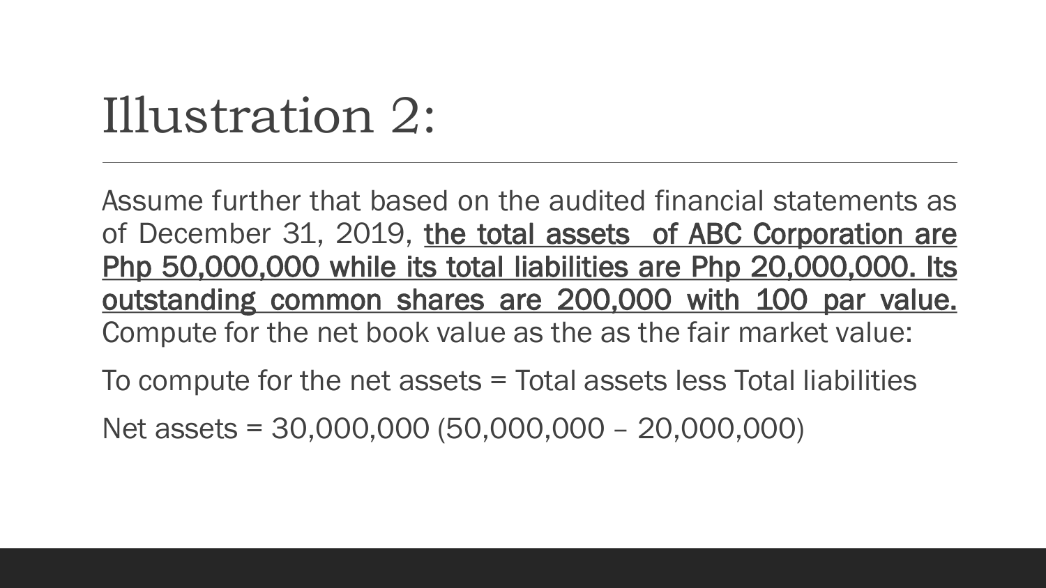# Illustration 2:

Assume further that based on the audited financial statements as of December 31, 2019, **the total assets of ABC Corporation are Php 50,000,000 while its total liabilities are Php 20,000,000. Its outstanding common shares are 200,000 with 100 par value.** Compute for the net book value as the as the fair market value:

To compute for the net assets = Total assets less Total liabilities

Net assets = 30,000,000 (50,000,000 – 20,000,000)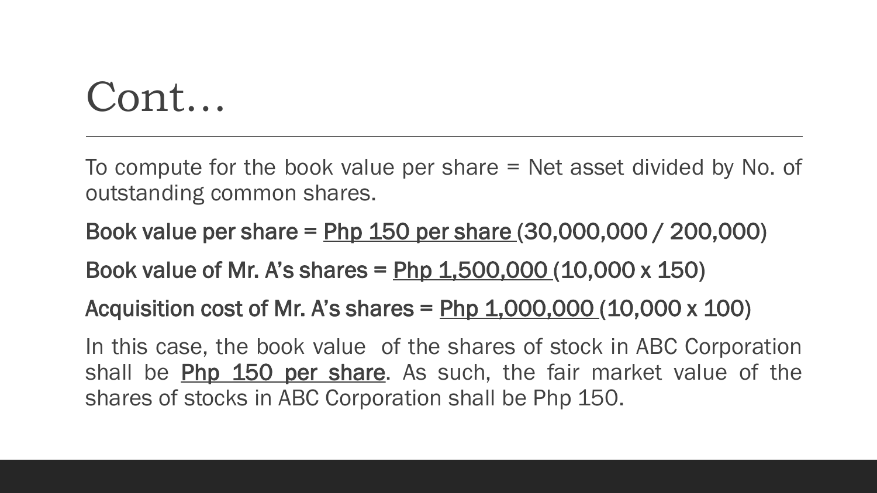# Cont…

To compute for the book value per share = Net asset divided by No. of outstanding common shares.

Book value per share = Php 150 per share (30,000,000 / 200,000)

Book value of Mr. A's shares = Php 1,500,000 (10,000 x 150)

Acquisition cost of Mr. A's shares = Php 1,000,000 (10,000 x 100)

In this case, the book value of the shares of stock in ABC Corporation shall be Php 150 per share. As such, the fair market value of the shares of stocks in ABC Corporation shall be Php 150.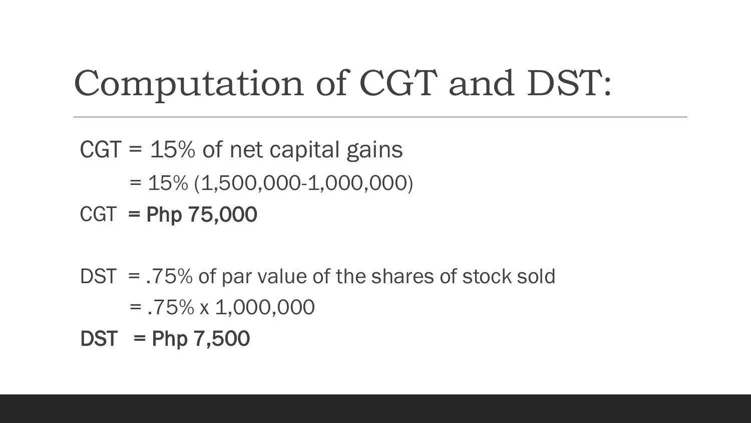# Computation of CGT and DST:

CGT = 15% of net capital gains

= 15% (1,500,000-1,000,000)

CGT **= Php 75,000**

DST = .75% of par value of the shares of stock sold

= .75% x 1,000,000

**DST = Php 7,500**